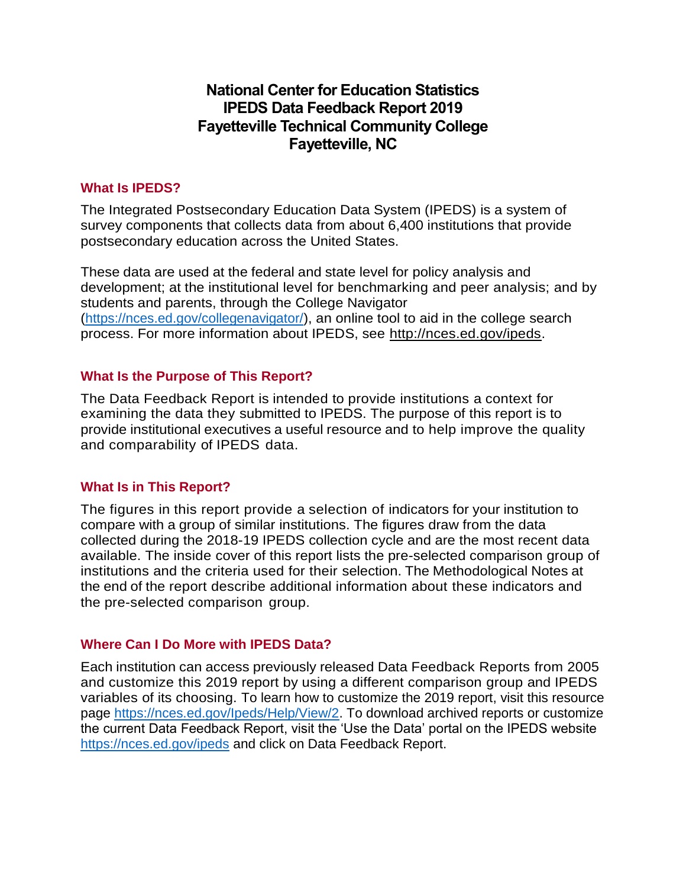# National Center for Education Statistics
# IPEDS Data Feedback Report 2019
# Fayetteville Technical Community College
# Fayetteville, NC

## What Is IPEDS?

The Integrated Postsecondary Education Data System (IPEDS) is a system of survey components that collects data from about 6,400 institutions that provide postsecondary education across the United States.

These data are used at the federal and state level for policy analysis and development; at the institutional level for benchmarking and peer analysis; and by students and parents, through the College Navigator (https://nces.ed.gov/collegenavigator/), an online tool to aid in the college search process. For more information about IPEDS, see http://nces.ed.gov/ipeds.

## What Is the Purpose of This Report?

The Data Feedback Report is intended to provide institutions a context for examining the data they submitted to IPEDS. The purpose of this report is to provide institutional executives a useful resource and to help improve the quality and comparability of IPEDS data.

## What Is in This Report?

The figures in this report provide a selection of indicators for your institution to compare with a group of similar institutions. The figures draw from the data collected during the 2018-19 IPEDS collection cycle and are the most recent data available. The inside cover of this report lists the pre-selected comparison group of institutions and the criteria used for their selection. The Methodological Notes at the end of the report describe additional information about these indicators and the pre-selected comparison group.

## Where Can I Do More with IPEDS Data?

Each institution can access previously released Data Feedback Reports from 2005 and customize this 2019 report by using a different comparison group and IPEDS variables of its choosing. To learn how to customize the 2019 report, visit this resource page https://nces.ed.gov/Ipeds/Help/View/2. To download archived reports or customize the current Data Feedback Report, visit the 'Use the Data' portal on the IPEDS website https://nces.ed.gov/ipeds and click on Data Feedback Report.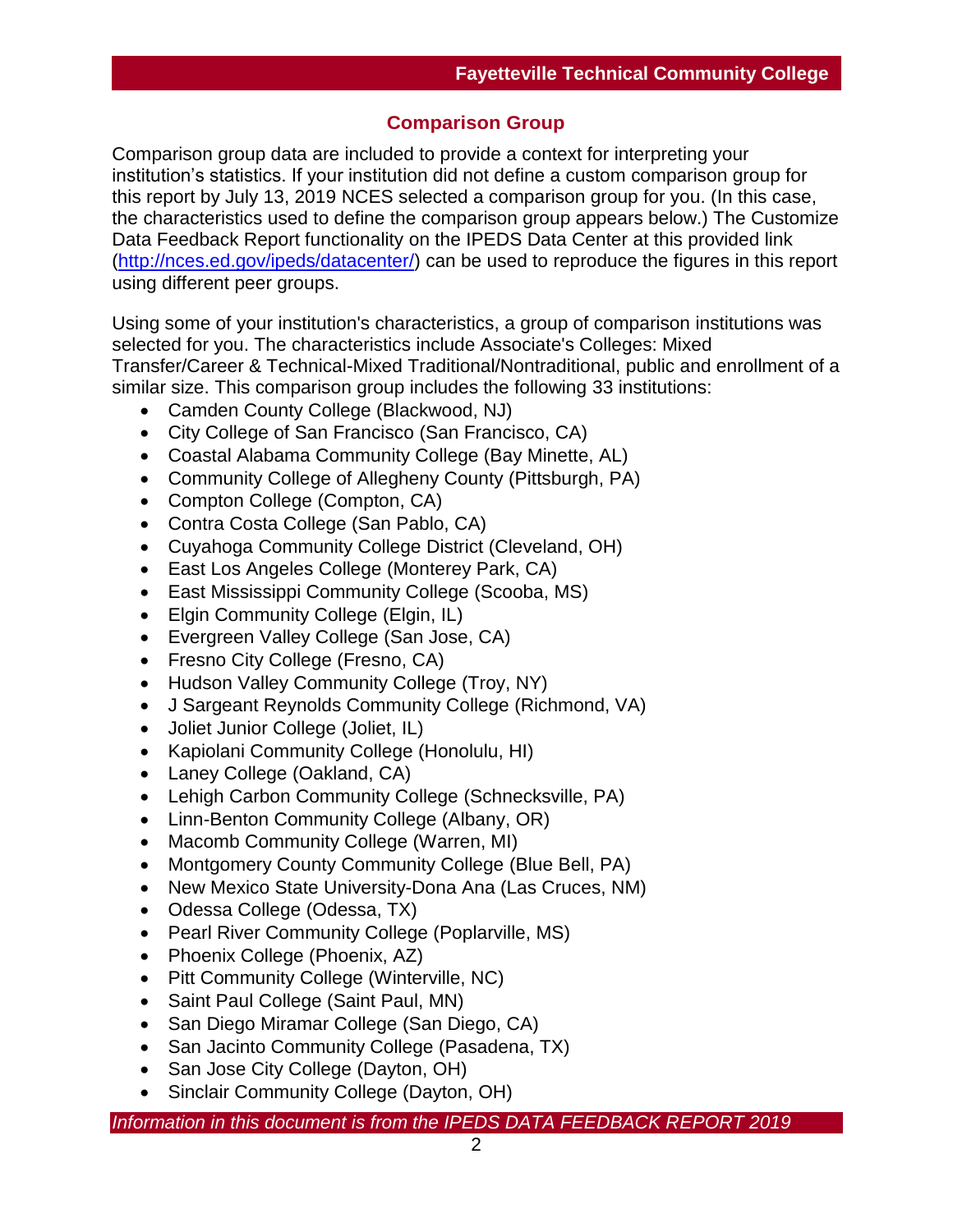## Comparison Group

Comparison group data are included to provide a context for interpreting your institution's statistics. If your institution did not define a custom comparison group for this report by July 13, 2019 NCES selected a comparison group for you. (In this case, the characteristics used to define the comparison group appears below.) The Customize Data Feedback Report functionality on the IPEDS Data Center at this provided link (http://nces.ed.gov/ipeds/datacenter/) can be used to reproduce the figures in this report using different peer groups.

Using some of your institution's characteristics, a group of comparison institutions was selected for you. The characteristics include Associate's Colleges: Mixed Transfer/Career & Technical-Mixed Traditional/Nontraditional, public and enrollment of a similar size. This comparison group includes the following 33 institutions:

- Camden County College (Blackwood, NJ)
- City College of San Francisco (San Francisco, CA)
- Coastal Alabama Community College (Bay Minette, AL)
- Community College of Allegheny County (Pittsburgh, PA)
- Compton College (Compton, CA)
- Contra Costa College (San Pablo, CA)
- Cuyahoga Community College District (Cleveland, OH)
- East Los Angeles College (Monterey Park, CA)
- East Mississippi Community College (Scooba, MS)
- Elgin Community College (Elgin, IL)
- Evergreen Valley College (San Jose, CA)
- Fresno City College (Fresno, CA)
- Hudson Valley Community College (Troy, NY)
- J Sargeant Reynolds Community College (Richmond, VA)
- Joliet Junior College (Joliet, IL)
- Kapiolani Community College (Honolulu, HI)
- Laney College (Oakland, CA)
- Lehigh Carbon Community College (Schnecksville, PA)
- Linn-Benton Community College (Albany, OR)
- Macomb Community College (Warren, MI)
- Montgomery County Community College (Blue Bell, PA)
- New Mexico State University-Dona Ana (Las Cruces, NM)
- Odessa College (Odessa, TX)
- Pearl River Community College (Poplarville, MS)
- Phoenix College (Phoenix, AZ)
- Pitt Community College (Winterville, NC)
- Saint Paul College (Saint Paul, MN)
- San Diego Miramar College (San Diego, CA)
- San Jacinto Community College (Pasadena, TX)
- San Jose City College (Dayton, OH)
- Sinclair Community College (Dayton, OH)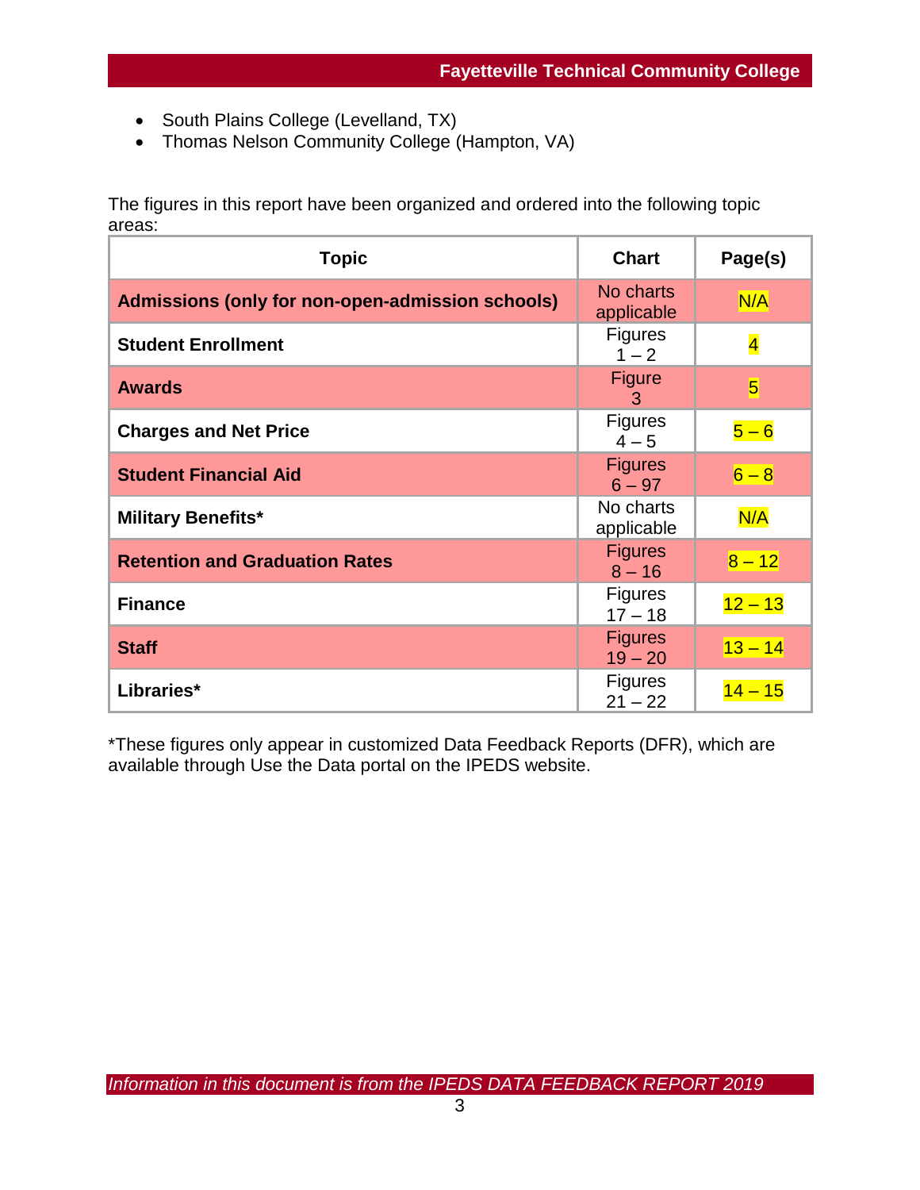- South Plains College (Levelland, TX)
- Thomas Nelson Community College (Hampton, VA)

The figures in this report have been organized and ordered into the following topic areas:

| Topic | Chart | Page(s) |
|---|---|---|
| **Admissions (only for non-open-admission schools)** | No charts applicable | N/A |
| **Student Enrollment** | Figures 1 – 2 | 4 |
| **Awards** | Figure 3 | 5 |
| **Charges and Net Price** | Figures 4 – 5 | 5 – 6 |
| **Student Financial Aid** | Figures 6 – 97 | 6 – 8 |
| **Military Benefits*** | No charts applicable | N/A |
| **Retention and Graduation Rates** | Figures 8 – 16 | 8 – 12 |
| **Finance** | Figures 17 – 18 | 12 – 13 |
| **Staff** | Figures 19 – 20 | 13 – 14 |
| **Libraries*** | Figures 21 – 22 | 14 – 15 |

*These figures only appear in customized Data Feedback Reports (DFR), which are available through Use the Data portal on the IPEDS website.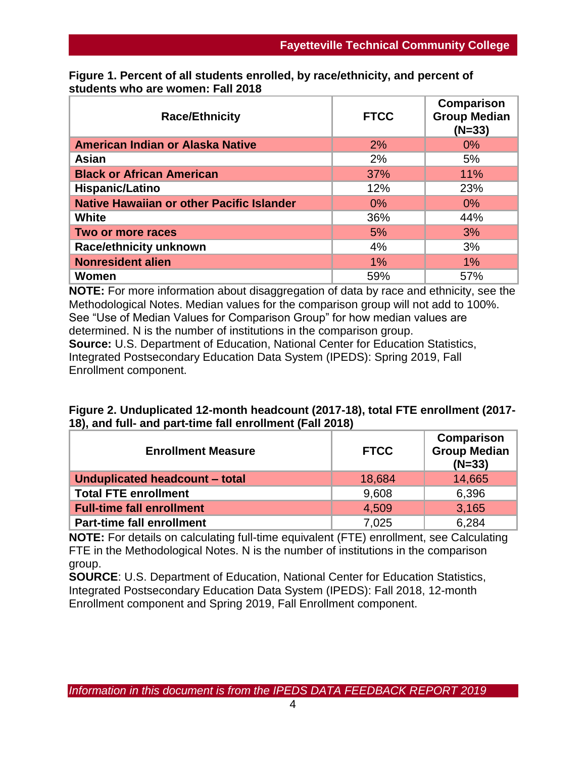**Figure 1. Percent of all students enrolled, by race/ethnicity, and percent of students who are women: Fall 2018**

| Race/Ethnicity | FTCC | Comparison Group Median (N=33) |
|---|---|---|
| American Indian or Alaska Native | 2% | 0% |
| Asian | 2% | 5% |
| Black or African American | 37% | 11% |
| Hispanic/Latino | 12% | 23% |
| Native Hawaiian or other Pacific Islander | 0% | 0% |
| White | 36% | 44% |
| Two or more races | 5% | 3% |
| Race/ethnicity unknown | 4% | 3% |
| Nonresident alien | 1% | 1% |
| Women | 59% | 57% |

**NOTE:** For more information about disaggregation of data by race and ethnicity, see the Methodological Notes. Median values for the comparison group will not add to 100%. See "Use of Median Values for Comparison Group" for how median values are determined. N is the number of institutions in the comparison group.
**Source:** U.S. Department of Education, National Center for Education Statistics, Integrated Postsecondary Education Data System (IPEDS): Spring 2019, Fall Enrollment component.

**Figure 2. Unduplicated 12-month headcount (2017-18), total FTE enrollment (2017-18), and full- and part-time fall enrollment (Fall 2018)**

| Enrollment Measure | FTCC | Comparison Group Median (N=33) |
|---|---|---|
| Unduplicated headcount – total | 18,684 | 14,665 |
| Total FTE enrollment | 9,608 | 6,396 |
| Full-time fall enrollment | 4,509 | 3,165 |
| Part-time fall enrollment | 7,025 | 6,284 |

**NOTE:** For details on calculating full-time equivalent (FTE) enrollment, see Calculating FTE in the Methodological Notes. N is the number of institutions in the comparison group.
**SOURCE**: U.S. Department of Education, National Center for Education Statistics, Integrated Postsecondary Education Data System (IPEDS): Fall 2018, 12-month Enrollment component and Spring 2019, Fall Enrollment component.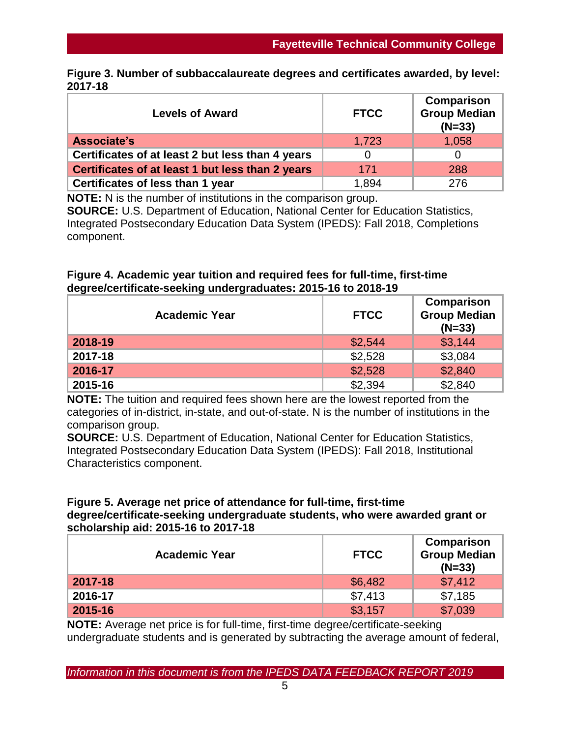**Figure 3. Number of subbaccalaureate degrees and certificates awarded, by level: 2017-18**

| Levels of Award | FTCC | Comparison Group Median (N=33) |
|---|---|---|
| **Associate's** | 1,723 | 1,058 |
| **Certificates of at least 2 but less than 4 years** | 0 | 0 |
| **Certificates of at least 1 but less than 2 years** | 171 | 288 |
| **Certificates of less than 1 year** | 1,894 | 276 |

**NOTE:** N is the number of institutions in the comparison group.
**SOURCE:** U.S. Department of Education, National Center for Education Statistics, Integrated Postsecondary Education Data System (IPEDS): Fall 2018, Completions component.

**Figure 4. Academic year tuition and required fees for full-time, first-time degree/certificate-seeking undergraduates: 2015-16 to 2018-19**

| Academic Year | FTCC | Comparison Group Median (N=33) |
|---|---|---|
| **2018-19** | $2,544 | $3,144 |
| **2017-18** | $2,528 | $3,084 |
| **2016-17** | $2,528 | $2,840 |
| **2015-16** | $2,394 | $2,840 |

**NOTE:** The tuition and required fees shown here are the lowest reported from the categories of in-district, in-state, and out-of-state. N is the number of institutions in the comparison group.
**SOURCE:** U.S. Department of Education, National Center for Education Statistics, Integrated Postsecondary Education Data System (IPEDS): Fall 2018, Institutional Characteristics component.

**Figure 5. Average net price of attendance for full-time, first-time degree/certificate-seeking undergraduate students, who were awarded grant or scholarship aid: 2015-16 to 2017-18**

| Academic Year | FTCC | Comparison Group Median (N=33) |
|---|---|---|
| **2017-18** | $6,482 | $7,412 |
| **2016-17** | $7,413 | $7,185 |
| **2015-16** | $3,157 | $7,039 |

**NOTE:** Average net price is for full-time, first-time degree/certificate-seeking undergraduate students and is generated by subtracting the average amount of federal,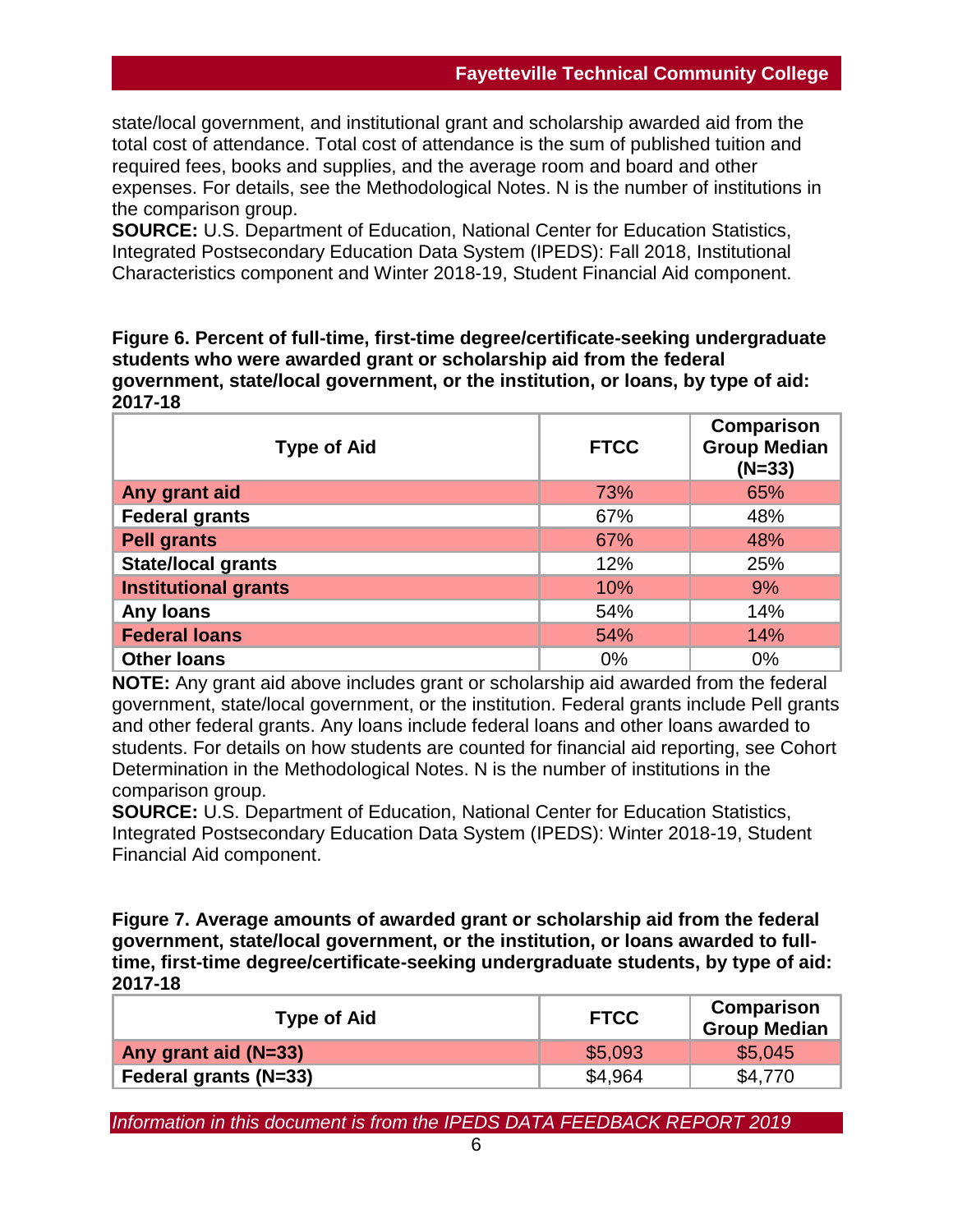state/local government, and institutional grant and scholarship awarded aid from the total cost of attendance. Total cost of attendance is the sum of published tuition and required fees, books and supplies, and the average room and board and other expenses. For details, see the Methodological Notes. N is the number of institutions in the comparison group.
**SOURCE:** U.S. Department of Education, National Center for Education Statistics, Integrated Postsecondary Education Data System (IPEDS): Fall 2018, Institutional Characteristics component and Winter 2018-19, Student Financial Aid component.

**Figure 6. Percent of full-time, first-time degree/certificate-seeking undergraduate students who were awarded grant or scholarship aid from the federal government, state/local government, or the institution, or loans, by type of aid: 2017-18**

| Type of Aid | FTCC | Comparison Group Median (N=33) |
|---|---|---|
| **Any grant aid** | 73% | 65% |
| **Federal grants** | 67% | 48% |
| **Pell grants** | 67% | 48% |
| **State/local grants** | 12% | 25% |
| **Institutional grants** | 10% | 9% |
| **Any loans** | 54% | 14% |
| **Federal loans** | 54% | 14% |
| **Other loans** | 0% | 0% |

**NOTE:** Any grant aid above includes grant or scholarship aid awarded from the federal government, state/local government, or the institution. Federal grants include Pell grants and other federal grants. Any loans include federal loans and other loans awarded to students. For details on how students are counted for financial aid reporting, see Cohort Determination in the Methodological Notes. N is the number of institutions in the comparison group.
**SOURCE:** U.S. Department of Education, National Center for Education Statistics, Integrated Postsecondary Education Data System (IPEDS): Winter 2018-19, Student Financial Aid component.

**Figure 7. Average amounts of awarded grant or scholarship aid from the federal government, state/local government, or the institution, or loans awarded to full-time, first-time degree/certificate-seeking undergraduate students, by type of aid: 2017-18**

| Type of Aid | FTCC | Comparison Group Median |
|---|---|---|
| **Any grant aid (N=33)** | $5,093 | $5,045 |
| **Federal grants (N=33)** | $4,964 | $4,770 |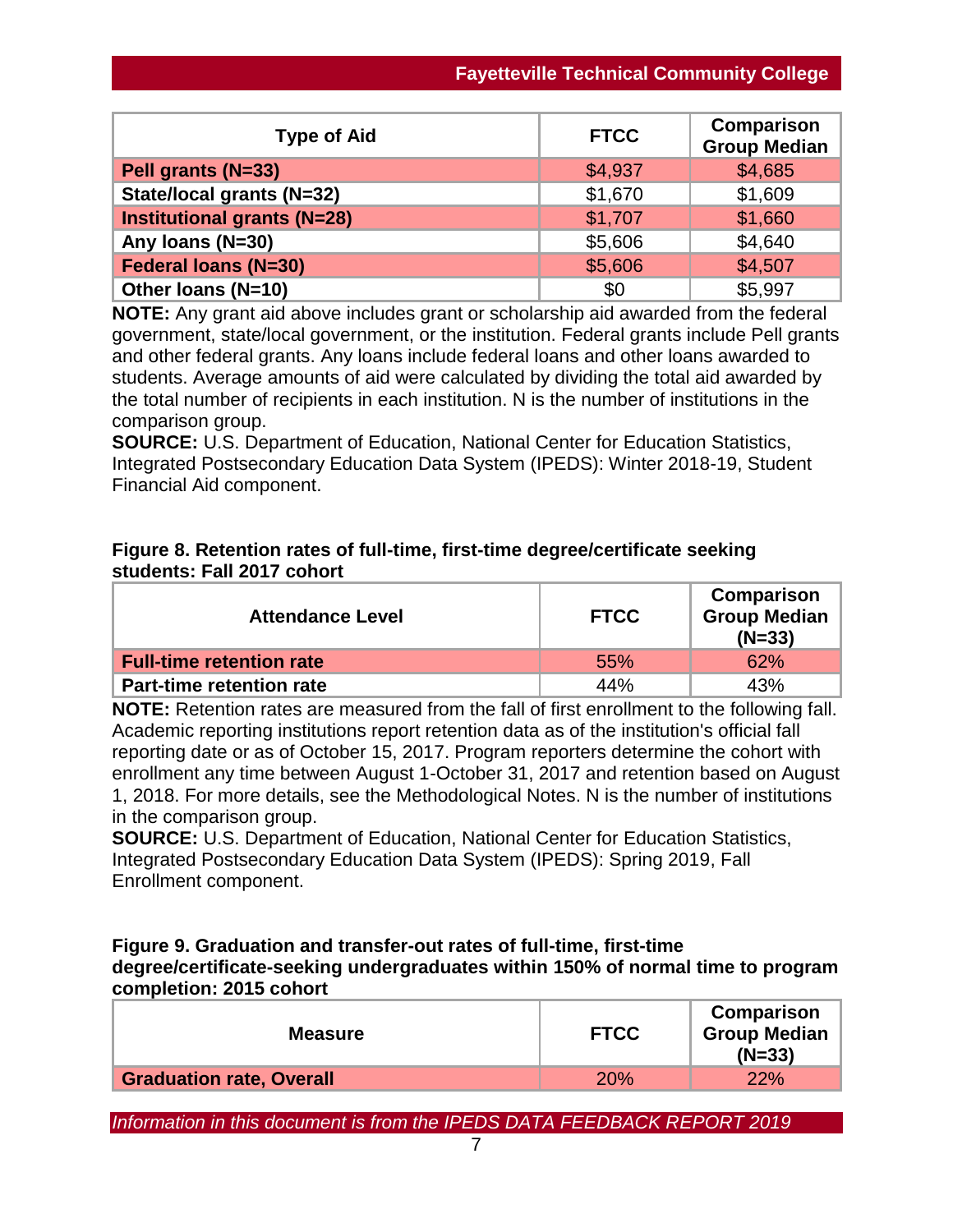| Type of Aid | FTCC | Comparison Group Median |
|---|---|---|
| **Pell grants (N=33)** | $4,937 | $4,685 |
| **State/local grants (N=32)** | $1,670 | $1,609 |
| **Institutional grants (N=28)** | $1,707 | $1,660 |
| **Any loans (N=30)** | $5,606 | $4,640 |
| **Federal loans (N=30)** | $5,606 | $4,507 |
| **Other loans (N=10)** | $0 | $5,997 |

**NOTE:** Any grant aid above includes grant or scholarship aid awarded from the federal government, state/local government, or the institution. Federal grants include Pell grants and other federal grants. Any loans include federal loans and other loans awarded to students. Average amounts of aid were calculated by dividing the total aid awarded by the total number of recipients in each institution. N is the number of institutions in the comparison group.
**SOURCE:** U.S. Department of Education, National Center for Education Statistics, Integrated Postsecondary Education Data System (IPEDS): Winter 2018-19, Student Financial Aid component.

**Figure 8. Retention rates of full-time, first-time degree/certificate seeking students: Fall 2017 cohort**

| Attendance Level | FTCC | Comparison Group Median (N=33) |
|---|---|---|
| **Full-time retention rate** | 55% | 62% |
| **Part-time retention rate** | 44% | 43% |

**NOTE:** Retention rates are measured from the fall of first enrollment to the following fall. Academic reporting institutions report retention data as of the institution's official fall reporting date or as of October 15, 2017. Program reporters determine the cohort with enrollment any time between August 1-October 31, 2017 and retention based on August 1, 2018. For more details, see the Methodological Notes. N is the number of institutions in the comparison group.
**SOURCE:** U.S. Department of Education, National Center for Education Statistics, Integrated Postsecondary Education Data System (IPEDS): Spring 2019, Fall Enrollment component.

**Figure 9. Graduation and transfer-out rates of full-time, first-time degree/certificate-seeking undergraduates within 150% of normal time to program completion: 2015 cohort**

| Measure | FTCC | Comparison Group Median (N=33) |
|---|---|---|
| **Graduation rate, Overall** | 20% | 22% |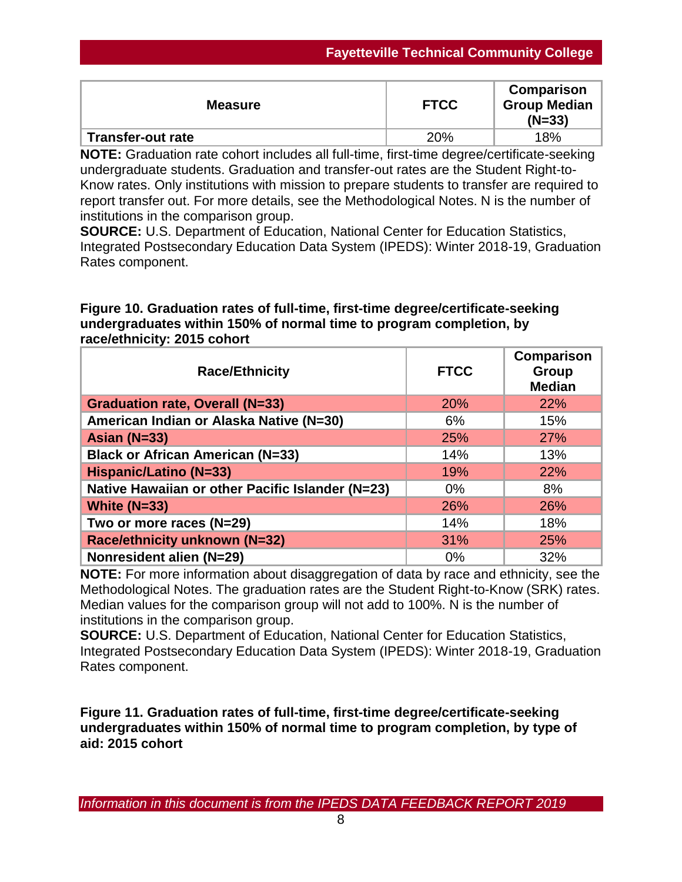| Measure | FTCC | Comparison Group Median (N=33) |
|---|---|---|
| **Transfer-out rate** | 20% | 18% |

**NOTE:** Graduation rate cohort includes all full-time, first-time degree/certificate-seeking undergraduate students. Graduation and transfer-out rates are the Student Right-to-Know rates. Only institutions with mission to prepare students to transfer are required to report transfer out. For more details, see the Methodological Notes. N is the number of institutions in the comparison group.
**SOURCE:** U.S. Department of Education, National Center for Education Statistics, Integrated Postsecondary Education Data System (IPEDS): Winter 2018-19, Graduation Rates component.

**Figure 10. Graduation rates of full-time, first-time degree/certificate-seeking undergraduates within 150% of normal time to program completion, by race/ethnicity: 2015 cohort**

| Race/Ethnicity | FTCC | Comparison Group Median |
|---|---|---|
| **Graduation rate, Overall (N=33)** | 20% | 22% |
| **American Indian or Alaska Native (N=30)** | 6% | 15% |
| **Asian (N=33)** | 25% | 27% |
| **Black or African American (N=33)** | 14% | 13% |
| **Hispanic/Latino (N=33)** | 19% | 22% |
| **Native Hawaiian or other Pacific Islander (N=23)** | 0% | 8% |
| **White (N=33)** | 26% | 26% |
| **Two or more races (N=29)** | 14% | 18% |
| **Race/ethnicity unknown (N=32)** | 31% | 25% |
| **Nonresident alien (N=29)** | 0% | 32% |

**NOTE:** For more information about disaggregation of data by race and ethnicity, see the Methodological Notes. The graduation rates are the Student Right-to-Know (SRK) rates. Median values for the comparison group will not add to 100%. N is the number of institutions in the comparison group.
**SOURCE:** U.S. Department of Education, National Center for Education Statistics, Integrated Postsecondary Education Data System (IPEDS): Winter 2018-19, Graduation Rates component.

**Figure 11. Graduation rates of full-time, first-time degree/certificate-seeking undergraduates within 150% of normal time to program completion, by type of aid: 2015 cohort**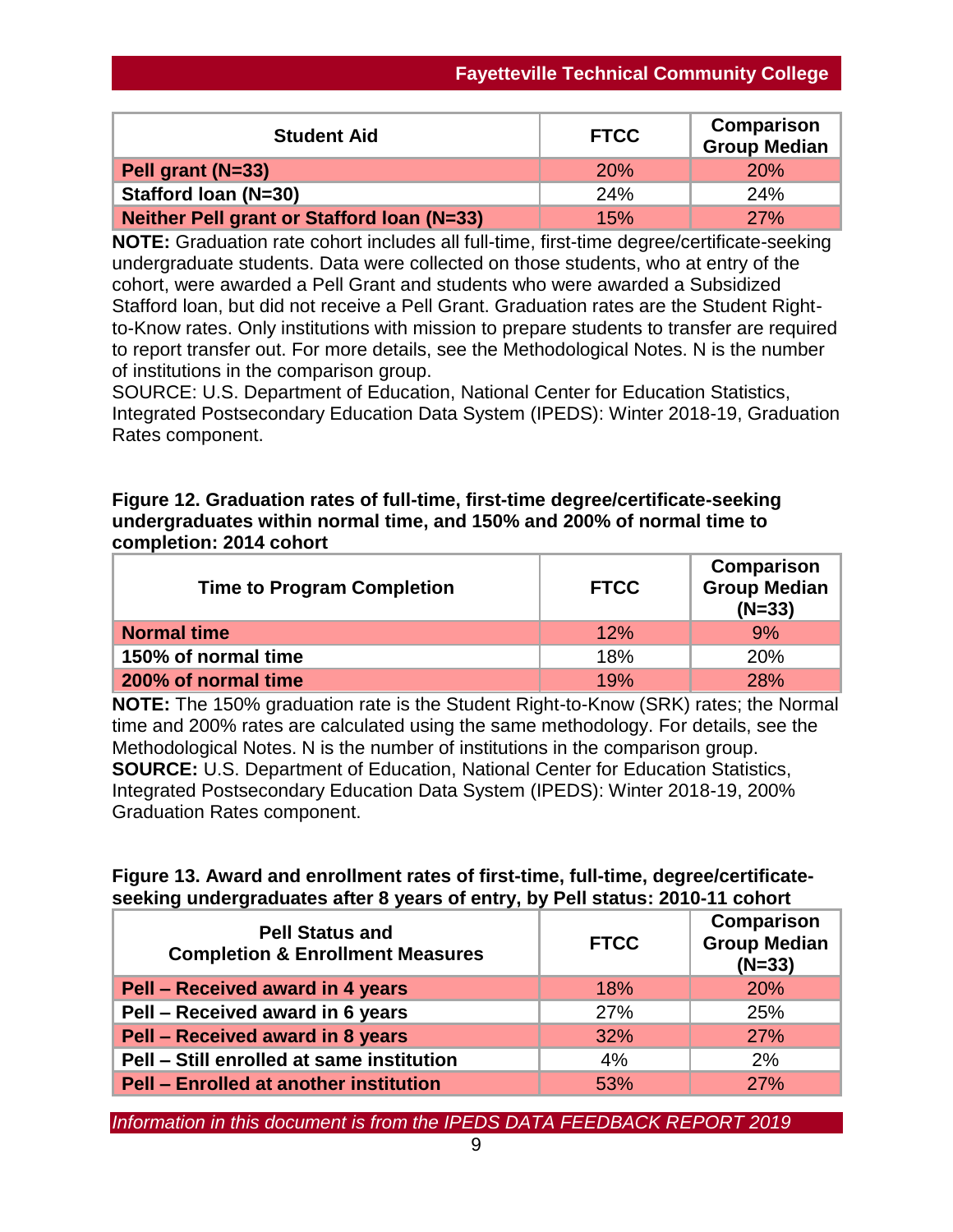| Student Aid | FTCC | Comparison Group Median |
|---|---|---|
| Pell grant (N=33) | 20% | 20% |
| Stafford loan (N=30) | 24% | 24% |
| Neither Pell grant or Stafford loan (N=33) | 15% | 27% |

**NOTE:** Graduation rate cohort includes all full-time, first-time degree/certificate-seeking undergraduate students. Data were collected on those students, who at entry of the cohort, were awarded a Pell Grant and students who were awarded a Subsidized Stafford loan, but did not receive a Pell Grant. Graduation rates are the Student Right-to-Know rates. Only institutions with mission to prepare students to transfer are required to report transfer out. For more details, see the Methodological Notes. N is the number of institutions in the comparison group.
SOURCE: U.S. Department of Education, National Center for Education Statistics, Integrated Postsecondary Education Data System (IPEDS): Winter 2018-19, Graduation Rates component.

**Figure 12. Graduation rates of full-time, first-time degree/certificate-seeking undergraduates within normal time, and 150% and 200% of normal time to completion: 2014 cohort**

| Time to Program Completion | FTCC | Comparison Group Median (N=33) |
|---|---|---|
| Normal time | 12% | 9% |
| 150% of normal time | 18% | 20% |
| 200% of normal time | 19% | 28% |

**NOTE:** The 150% graduation rate is the Student Right-to-Know (SRK) rates; the Normal time and 200% rates are calculated using the same methodology. For details, see the Methodological Notes. N is the number of institutions in the comparison group.
**SOURCE:** U.S. Department of Education, National Center for Education Statistics, Integrated Postsecondary Education Data System (IPEDS): Winter 2018-19, 200% Graduation Rates component.

**Figure 13. Award and enrollment rates of first-time, full-time, degree/certificate-seeking undergraduates after 8 years of entry, by Pell status: 2010-11 cohort**

| Pell Status and Completion & Enrollment Measures | FTCC | Comparison Group Median (N=33) |
|---|---|---|
| Pell – Received award in 4 years | 18% | 20% |
| Pell – Received award in 6 years | 27% | 25% |
| Pell – Received award in 8 years | 32% | 27% |
| Pell – Still enrolled at same institution | 4% | 2% |
| Pell – Enrolled at another institution | 53% | 27% |

*Information in this document is from the IPEDS DATA FEEDBACK REPORT 2019*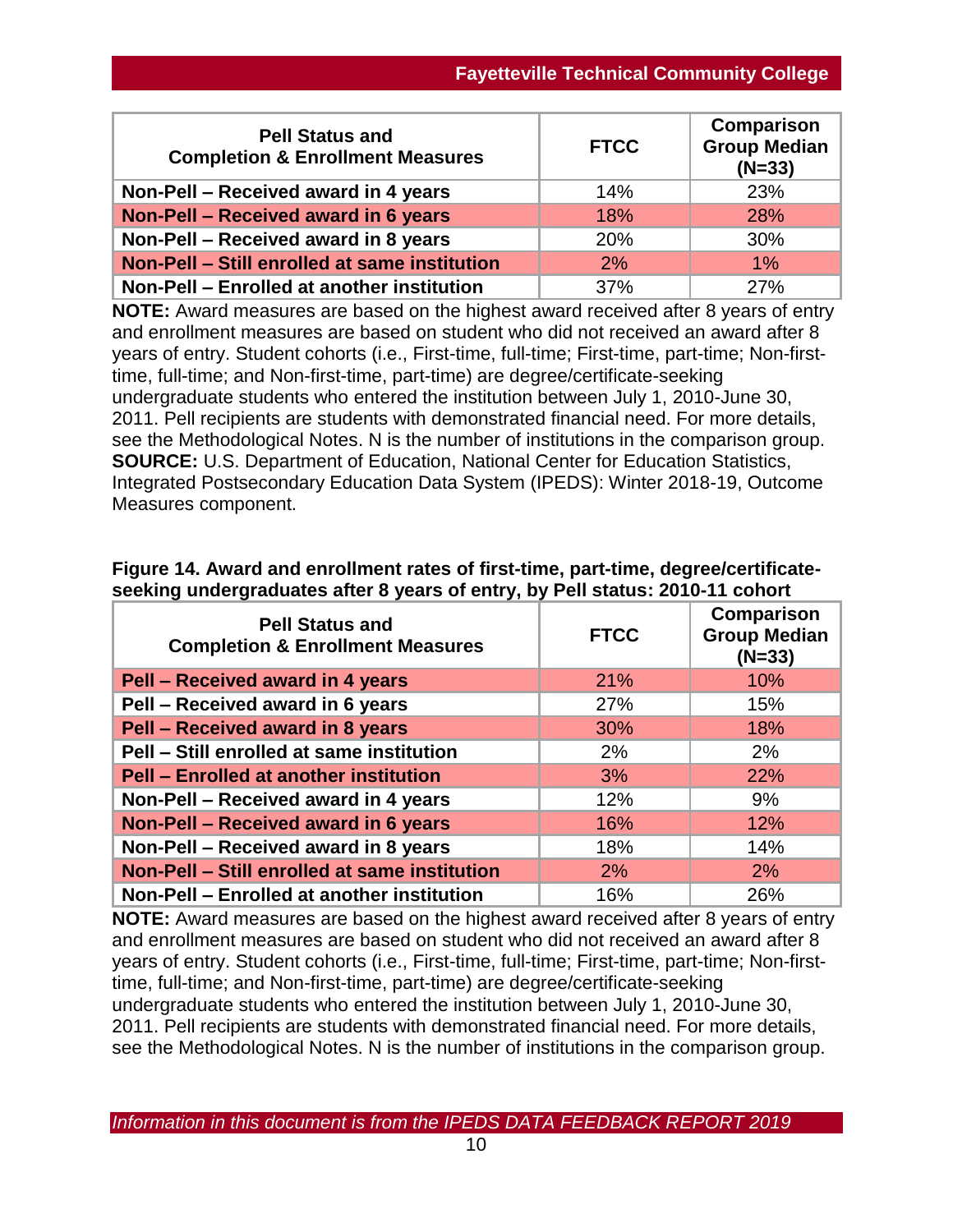| Pell Status and Completion & Enrollment Measures | FTCC | Comparison Group Median (N=33) |
|---|---|---|
| Non-Pell – Received award in 4 years | 14% | 23% |
| Non-Pell – Received award in 6 years | 18% | 28% |
| Non-Pell – Received award in 8 years | 20% | 30% |
| Non-Pell – Still enrolled at same institution | 2% | 1% |
| Non-Pell – Enrolled at another institution | 37% | 27% |

**NOTE:** Award measures are based on the highest award received after 8 years of entry and enrollment measures are based on student who did not received an award after 8 years of entry. Student cohorts (i.e., First-time, full-time; First-time, part-time; Non-first-time, full-time; and Non-first-time, part-time) are degree/certificate-seeking undergraduate students who entered the institution between July 1, 2010-June 30, 2011. Pell recipients are students with demonstrated financial need. For more details, see the Methodological Notes. N is the number of institutions in the comparison group.
**SOURCE:** U.S. Department of Education, National Center for Education Statistics, Integrated Postsecondary Education Data System (IPEDS): Winter 2018-19, Outcome Measures component.

**Figure 14. Award and enrollment rates of first-time, part-time, degree/certificate-seeking undergraduates after 8 years of entry, by Pell status: 2010-11 cohort**

| Pell Status and Completion & Enrollment Measures | FTCC | Comparison Group Median (N=33) |
|---|---|---|
| Pell – Received award in 4 years | 21% | 10% |
| Pell – Received award in 6 years | 27% | 15% |
| Pell – Received award in 8 years | 30% | 18% |
| Pell – Still enrolled at same institution | 2% | 2% |
| Pell – Enrolled at another institution | 3% | 22% |
| Non-Pell – Received award in 4 years | 12% | 9% |
| Non-Pell – Received award in 6 years | 16% | 12% |
| Non-Pell – Received award in 8 years | 18% | 14% |
| Non-Pell – Still enrolled at same institution | 2% | 2% |
| Non-Pell – Enrolled at another institution | 16% | 26% |

**NOTE:** Award measures are based on the highest award received after 8 years of entry and enrollment measures are based on student who did not received an award after 8 years of entry. Student cohorts (i.e., First-time, full-time; First-time, part-time; Non-first-time, full-time; and Non-first-time, part-time) are degree/certificate-seeking undergraduate students who entered the institution between July 1, 2010-June 30, 2011. Pell recipients are students with demonstrated financial need. For more details, see the Methodological Notes. N is the number of institutions in the comparison group.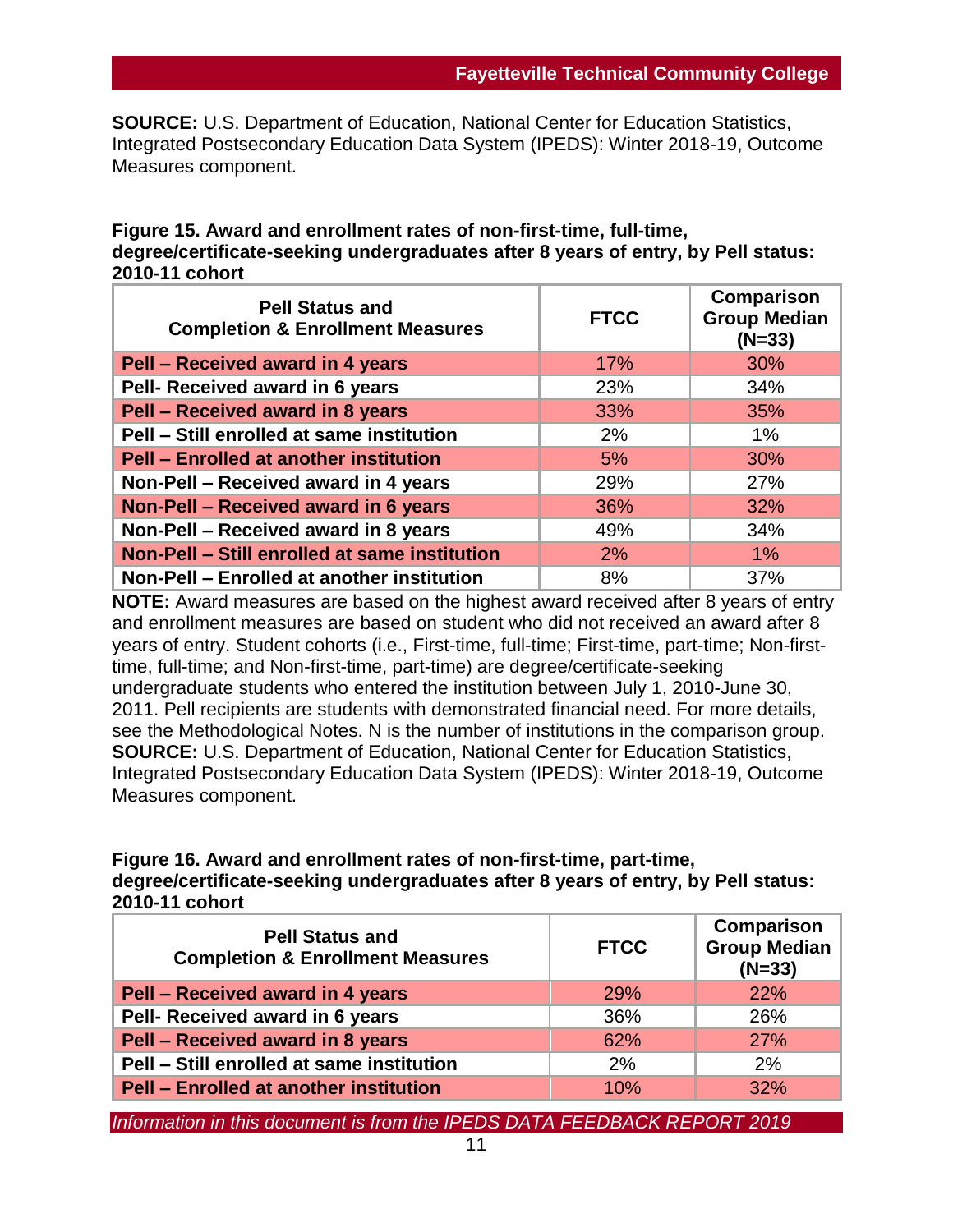**SOURCE:** U.S. Department of Education, National Center for Education Statistics, Integrated Postsecondary Education Data System (IPEDS): Winter 2018-19, Outcome Measures component.

**Figure 15. Award and enrollment rates of non-first-time, full-time, degree/certificate-seeking undergraduates after 8 years of entry, by Pell status: 2010-11 cohort**

| Pell Status and Completion & Enrollment Measures | FTCC | Comparison Group Median (N=33) |
|---|---|---|
| Pell – Received award in 4 years | 17% | 30% |
| Pell- Received award in 6 years | 23% | 34% |
| Pell – Received award in 8 years | 33% | 35% |
| Pell – Still enrolled at same institution | 2% | 1% |
| Pell – Enrolled at another institution | 5% | 30% |
| Non-Pell – Received award in 4 years | 29% | 27% |
| Non-Pell – Received award in 6 years | 36% | 32% |
| Non-Pell – Received award in 8 years | 49% | 34% |
| Non-Pell – Still enrolled at same institution | 2% | 1% |
| Non-Pell – Enrolled at another institution | 8% | 37% |

**NOTE:** Award measures are based on the highest award received after 8 years of entry and enrollment measures are based on student who did not received an award after 8 years of entry. Student cohorts (i.e., First-time, full-time; First-time, part-time; Non-first-time, full-time; and Non-first-time, part-time) are degree/certificate-seeking undergraduate students who entered the institution between July 1, 2010-June 30, 2011. Pell recipients are students with demonstrated financial need. For more details, see the Methodological Notes. N is the number of institutions in the comparison group.
**SOURCE:** U.S. Department of Education, National Center for Education Statistics, Integrated Postsecondary Education Data System (IPEDS): Winter 2018-19, Outcome Measures component.

**Figure 16. Award and enrollment rates of non-first-time, part-time, degree/certificate-seeking undergraduates after 8 years of entry, by Pell status: 2010-11 cohort**

| Pell Status and Completion & Enrollment Measures | FTCC | Comparison Group Median (N=33) |
|---|---|---|
| Pell – Received award in 4 years | 29% | 22% |
| Pell- Received award in 6 years | 36% | 26% |
| Pell – Received award in 8 years | 62% | 27% |
| Pell – Still enrolled at same institution | 2% | 2% |
| Pell – Enrolled at another institution | 10% | 32% |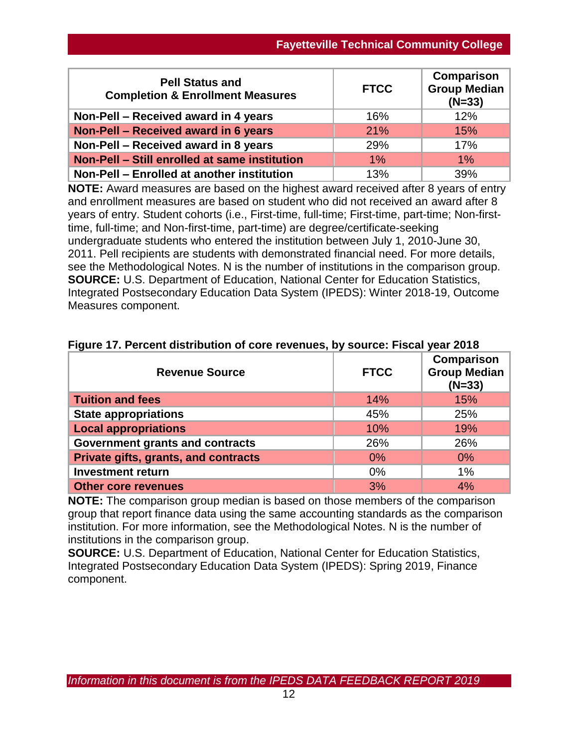| Pell Status and Completion & Enrollment Measures | FTCC | Comparison Group Median (N=33) |
|---|---|---|
| Non-Pell – Received award in 4 years | 16% | 12% |
| Non-Pell – Received award in 6 years | 21% | 15% |
| Non-Pell – Received award in 8 years | 29% | 17% |
| Non-Pell – Still enrolled at same institution | 1% | 1% |
| Non-Pell – Enrolled at another institution | 13% | 39% |

**NOTE:** Award measures are based on the highest award received after 8 years of entry and enrollment measures are based on student who did not received an award after 8 years of entry. Student cohorts (i.e., First-time, full-time; First-time, part-time; Non-first-time, full-time; and Non-first-time, part-time) are degree/certificate-seeking undergraduate students who entered the institution between July 1, 2010-June 30, 2011. Pell recipients are students with demonstrated financial need. For more details, see the Methodological Notes. N is the number of institutions in the comparison group.
**SOURCE:** U.S. Department of Education, National Center for Education Statistics, Integrated Postsecondary Education Data System (IPEDS): Winter 2018-19, Outcome Measures component.

**Figure 17. Percent distribution of core revenues, by source: Fiscal year 2018**

| Revenue Source | FTCC | Comparison Group Median (N=33) |
|---|---|---|
| Tuition and fees | 14% | 15% |
| State appropriations | 45% | 25% |
| Local appropriations | 10% | 19% |
| Government grants and contracts | 26% | 26% |
| Private gifts, grants, and contracts | 0% | 0% |
| Investment return | 0% | 1% |
| Other core revenues | 3% | 4% |

**NOTE:** The comparison group median is based on those members of the comparison group that report finance data using the same accounting standards as the comparison institution. For more information, see the Methodological Notes. N is the number of institutions in the comparison group.
**SOURCE:** U.S. Department of Education, National Center for Education Statistics, Integrated Postsecondary Education Data System (IPEDS): Spring 2019, Finance component.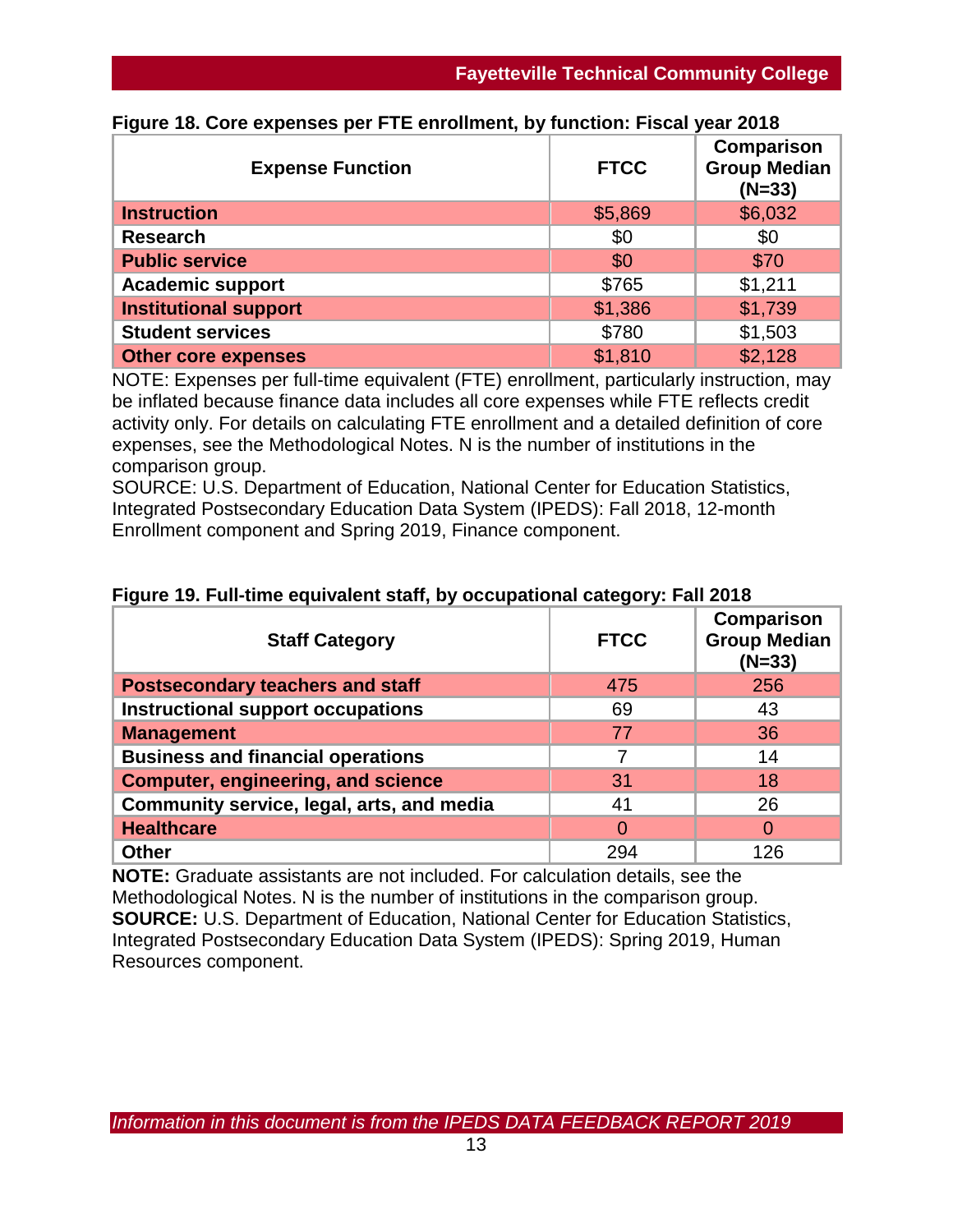**Figure 18. Core expenses per FTE enrollment, by function: Fiscal year 2018**

| Expense Function | FTCC | Comparison Group Median (N=33) |
|---|---|---|
| Instruction | $5,869 | $6,032 |
| Research | $0 | $0 |
| Public service | $0 | $70 |
| Academic support | $765 | $1,211 |
| Institutional support | $1,386 | $1,739 |
| Student services | $780 | $1,503 |
| Other core expenses | $1,810 | $2,128 |

NOTE: Expenses per full-time equivalent (FTE) enrollment, particularly instruction, may be inflated because finance data includes all core expenses while FTE reflects credit activity only. For details on calculating FTE enrollment and a detailed definition of core expenses, see the Methodological Notes. N is the number of institutions in the comparison group.
SOURCE: U.S. Department of Education, National Center for Education Statistics, Integrated Postsecondary Education Data System (IPEDS): Fall 2018, 12-month Enrollment component and Spring 2019, Finance component.

**Figure 19. Full-time equivalent staff, by occupational category: Fall 2018**

| Staff Category | FTCC | Comparison Group Median (N=33) |
|---|---|---|
| Postsecondary teachers and staff | 475 | 256 |
| Instructional support occupations | 69 | 43 |
| Management | 77 | 36 |
| Business and financial operations | 7 | 14 |
| Computer, engineering, and science | 31 | 18 |
| Community service, legal, arts, and media | 41 | 26 |
| Healthcare | 0 | 0 |
| Other | 294 | 126 |

**NOTE:** Graduate assistants are not included. For calculation details, see the Methodological Notes. N is the number of institutions in the comparison group.
**SOURCE:** U.S. Department of Education, National Center for Education Statistics, Integrated Postsecondary Education Data System (IPEDS): Spring 2019, Human Resources component.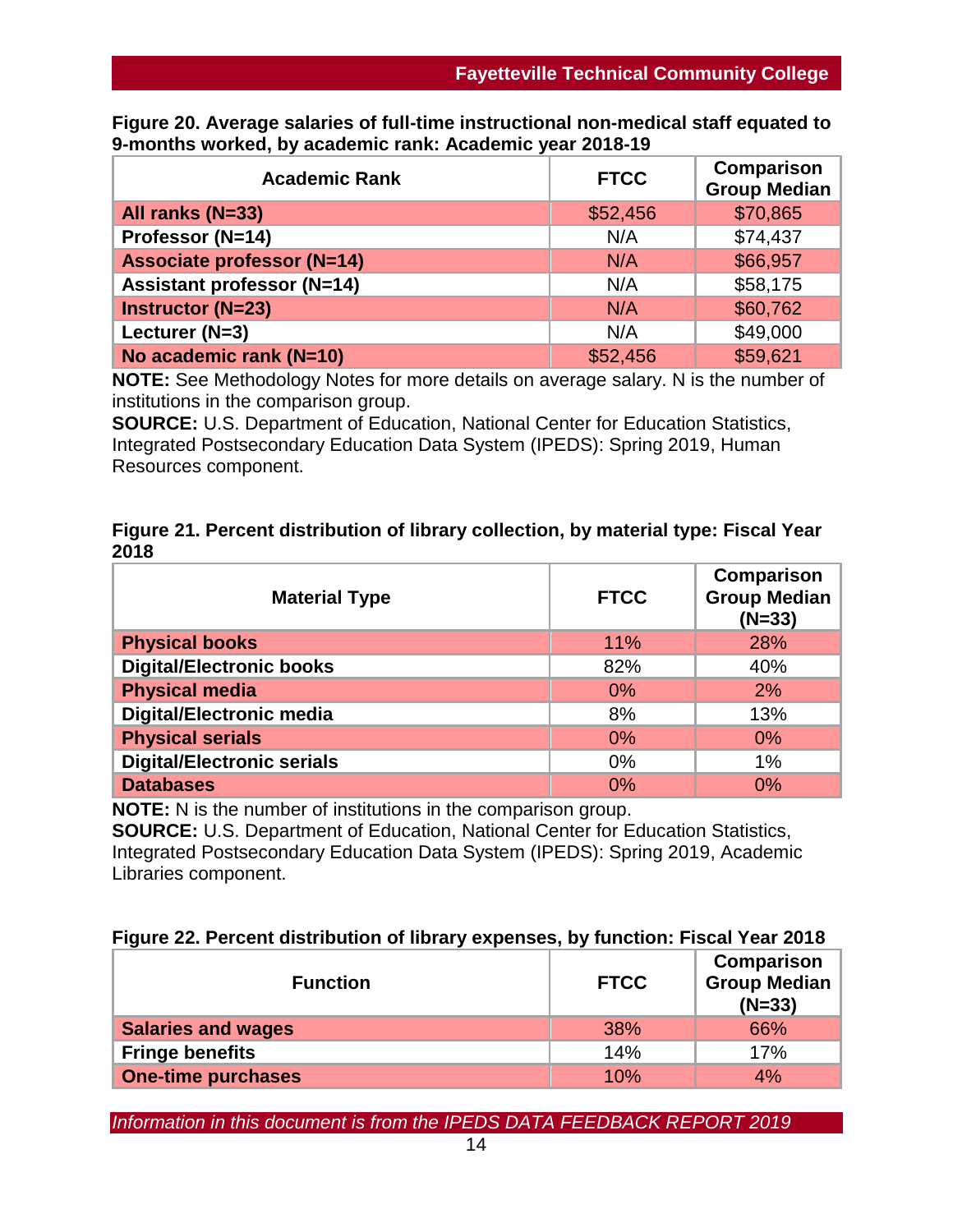**Figure 20. Average salaries of full-time instructional non-medical staff equated to 9-months worked, by academic rank: Academic year 2018-19**

| Academic Rank | FTCC | Comparison Group Median |
|---|---|---|
| All ranks (N=33) | $52,456 | $70,865 |
| Professor (N=14) | N/A | $74,437 |
| Associate professor (N=14) | N/A | $66,957 |
| Assistant professor (N=14) | N/A | $58,175 |
| Instructor (N=23) | N/A | $60,762 |
| Lecturer (N=3) | N/A | $49,000 |
| No academic rank (N=10) | $52,456 | $59,621 |

**NOTE:** See Methodology Notes for more details on average salary. N is the number of institutions in the comparison group.
**SOURCE:** U.S. Department of Education, National Center for Education Statistics, Integrated Postsecondary Education Data System (IPEDS): Spring 2019, Human Resources component.

**Figure 21. Percent distribution of library collection, by material type: Fiscal Year 2018**

| Material Type | FTCC | Comparison Group Median (N=33) |
|---|---|---|
| Physical books | 11% | 28% |
| Digital/Electronic books | 82% | 40% |
| Physical media | 0% | 2% |
| Digital/Electronic media | 8% | 13% |
| Physical serials | 0% | 0% |
| Digital/Electronic serials | 0% | 1% |
| Databases | 0% | 0% |

**NOTE:** N is the number of institutions in the comparison group.
**SOURCE:** U.S. Department of Education, National Center for Education Statistics, Integrated Postsecondary Education Data System (IPEDS): Spring 2019, Academic Libraries component.

**Figure 22. Percent distribution of library expenses, by function: Fiscal Year 2018**

| Function | FTCC | Comparison Group Median (N=33) |
|---|---|---|
| Salaries and wages | 38% | 66% |
| Fringe benefits | 14% | 17% |
| One-time purchases | 10% | 4% |

*Information in this document is from the IPEDS DATA FEEDBACK REPORT 2019*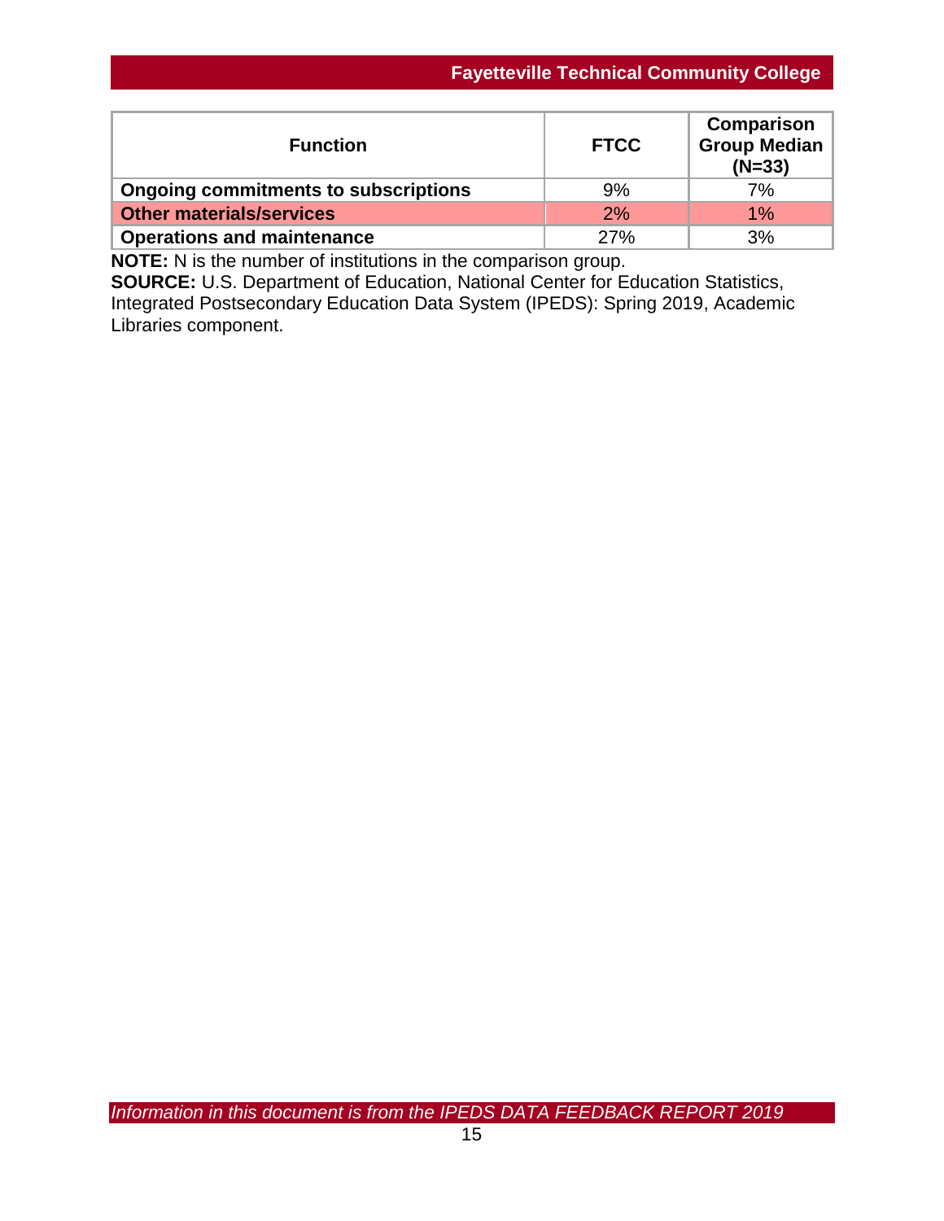| Function | FTCC | Comparison Group Median (N=33) |
|---|---|---|
| **Ongoing commitments to subscriptions** | 9% | 7% |
| **Other materials/services** | 2% | 1% |
| **Operations and maintenance** | 27% | 3% |

**NOTE:** N is the number of institutions in the comparison group.
**SOURCE:** U.S. Department of Education, National Center for Education Statistics, Integrated Postsecondary Education Data System (IPEDS): Spring 2019, Academic Libraries component.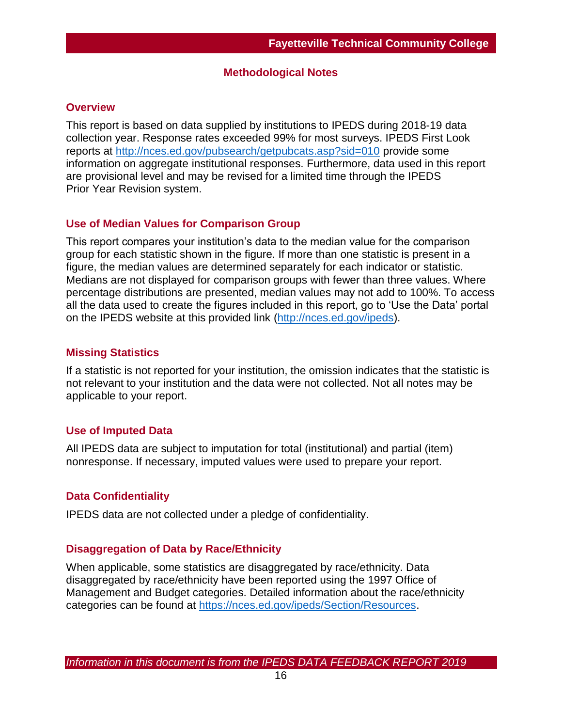## Methodological Notes

### Overview

This report is based on data supplied by institutions to IPEDS during 2018-19 data collection year. Response rates exceeded 99% for most surveys. IPEDS First Look reports at http://nces.ed.gov/pubsearch/getpubcats.asp?sid=010 provide some information on aggregate institutional responses. Furthermore, data used in this report are provisional level and may be revised for a limited time through the IPEDS Prior Year Revision system.

### Use of Median Values for Comparison Group

This report compares your institution's data to the median value for the comparison group for each statistic shown in the figure. If more than one statistic is present in a figure, the median values are determined separately for each indicator or statistic. Medians are not displayed for comparison groups with fewer than three values. Where percentage distributions are presented, median values may not add to 100%. To access all the data used to create the figures included in this report, go to 'Use the Data' portal on the IPEDS website at this provided link (http://nces.ed.gov/ipeds).

### Missing Statistics

If a statistic is not reported for your institution, the omission indicates that the statistic is not relevant to your institution and the data were not collected. Not all notes may be applicable to your report.

### Use of Imputed Data

All IPEDS data are subject to imputation for total (institutional) and partial (item) nonresponse. If necessary, imputed values were used to prepare your report.

### Data Confidentiality

IPEDS data are not collected under a pledge of confidentiality.

### Disaggregation of Data by Race/Ethnicity

When applicable, some statistics are disaggregated by race/ethnicity. Data disaggregated by race/ethnicity have been reported using the 1997 Office of Management and Budget categories. Detailed information about the race/ethnicity categories can be found at https://nces.ed.gov/ipeds/Section/Resources.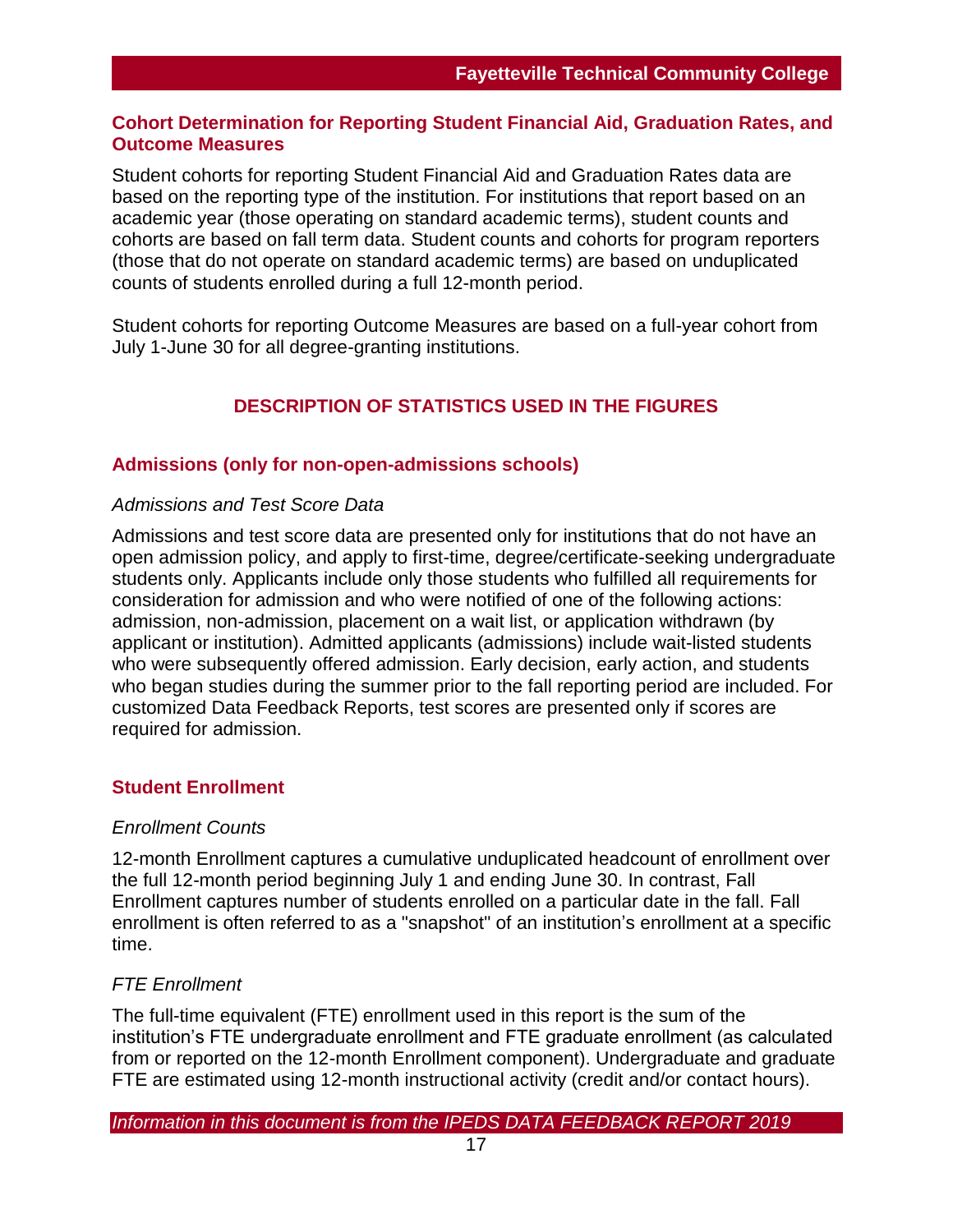## Cohort Determination for Reporting Student Financial Aid, Graduation Rates, and Outcome Measures

Student cohorts for reporting Student Financial Aid and Graduation Rates data are based on the reporting type of the institution. For institutions that report based on an academic year (those operating on standard academic terms), student counts and cohorts are based on fall term data. Student counts and cohorts for program reporters (those that do not operate on standard academic terms) are based on unduplicated counts of students enrolled during a full 12-month period.

Student cohorts for reporting Outcome Measures are based on a full-year cohort from July 1-June 30 for all degree-granting institutions.

# DESCRIPTION OF STATISTICS USED IN THE FIGURES

## Admissions (only for non-open-admissions schools)

*Admissions and Test Score Data*

Admissions and test score data are presented only for institutions that do not have an open admission policy, and apply to first-time, degree/certificate-seeking undergraduate students only. Applicants include only those students who fulfilled all requirements for consideration for admission and who were notified of one of the following actions: admission, non-admission, placement on a wait list, or application withdrawn (by applicant or institution). Admitted applicants (admissions) include wait-listed students who were subsequently offered admission. Early decision, early action, and students who began studies during the summer prior to the fall reporting period are included. For customized Data Feedback Reports, test scores are presented only if scores are required for admission.

## Student Enrollment

*Enrollment Counts*

12-month Enrollment captures a cumulative unduplicated headcount of enrollment over the full 12-month period beginning July 1 and ending June 30. In contrast, Fall Enrollment captures number of students enrolled on a particular date in the fall. Fall enrollment is often referred to as a "snapshot" of an institution's enrollment at a specific time.

*FTE Enrollment*

The full-time equivalent (FTE) enrollment used in this report is the sum of the institution's FTE undergraduate enrollment and FTE graduate enrollment (as calculated from or reported on the 12-month Enrollment component). Undergraduate and graduate FTE are estimated using 12-month instructional activity (credit and/or contact hours).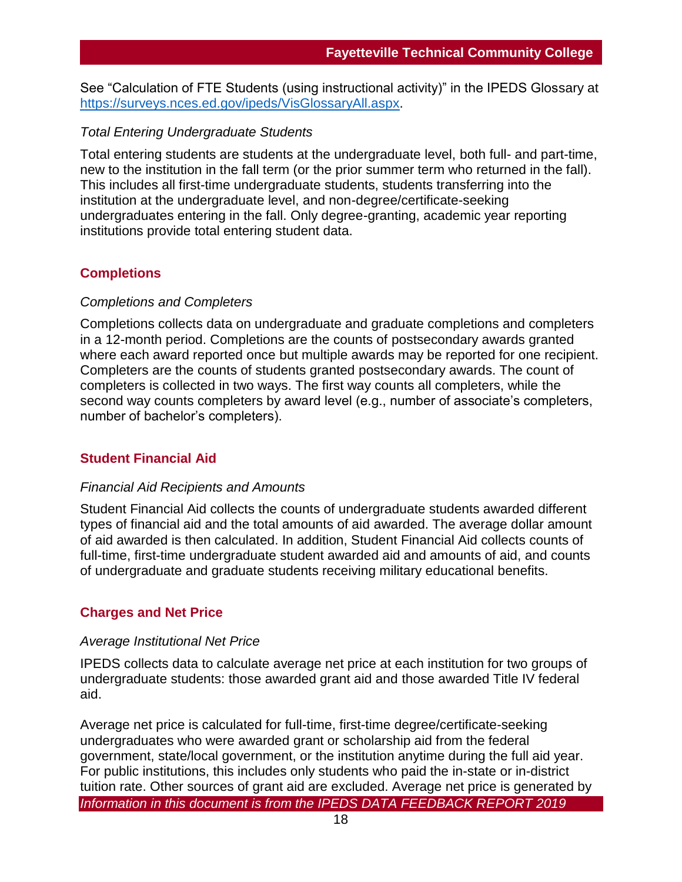See "Calculation of FTE Students (using instructional activity)" in the IPEDS Glossary at [https://surveys.nces.ed.gov/ipeds/VisGlossaryAll.aspx](https://surveys.nces.ed.gov/ipeds/VisGlossaryAll.aspx).

*Total Entering Undergraduate Students*

Total entering students are students at the undergraduate level, both full- and part-time, new to the institution in the fall term (or the prior summer term who returned in the fall). This includes all first-time undergraduate students, students transferring into the institution at the undergraduate level, and non-degree/certificate-seeking undergraduates entering in the fall. Only degree-granting, academic year reporting institutions provide total entering student data.

## Completions

*Completions and Completers*

Completions collects data on undergraduate and graduate completions and completers in a 12-month period. Completions are the counts of postsecondary awards granted where each award reported once but multiple awards may be reported for one recipient. Completers are the counts of students granted postsecondary awards. The count of completers is collected in two ways. The first way counts all completers, while the second way counts completers by award level (e.g., number of associate's completers, number of bachelor's completers).

## Student Financial Aid

*Financial Aid Recipients and Amounts*

Student Financial Aid collects the counts of undergraduate students awarded different types of financial aid and the total amounts of aid awarded. The average dollar amount of aid awarded is then calculated. In addition, Student Financial Aid collects counts of full-time, first-time undergraduate student awarded aid and amounts of aid, and counts of undergraduate and graduate students receiving military educational benefits.

## Charges and Net Price

*Average Institutional Net Price*

IPEDS collects data to calculate average net price at each institution for two groups of undergraduate students: those awarded grant aid and those awarded Title IV federal aid.

Average net price is calculated for full-time, first-time degree/certificate-seeking undergraduates who were awarded grant or scholarship aid from the federal government, state/local government, or the institution anytime during the full aid year. For public institutions, this includes only students who paid the in-state or in-district tuition rate. Other sources of grant aid are excluded. Average net price is generated by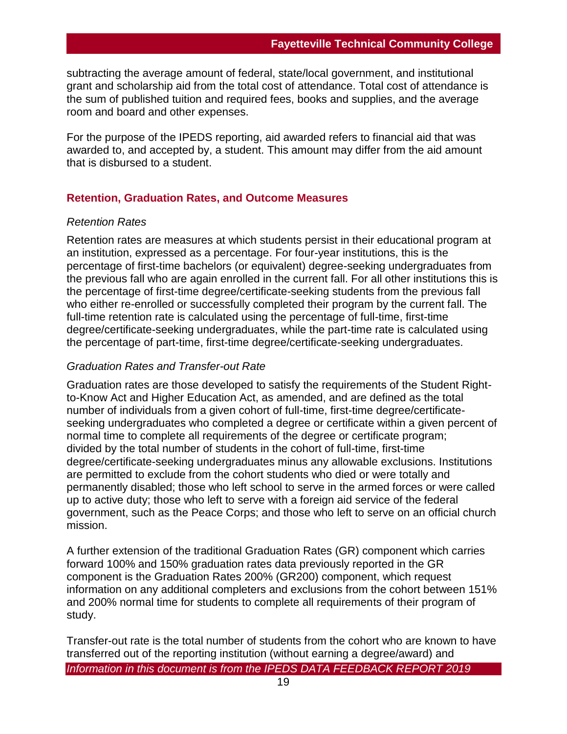subtracting the average amount of federal, state/local government, and institutional grant and scholarship aid from the total cost of attendance. Total cost of attendance is the sum of published tuition and required fees, books and supplies, and the average room and board and other expenses.

For the purpose of the IPEDS reporting, aid awarded refers to financial aid that was awarded to, and accepted by, a student. This amount may differ from the aid amount that is disbursed to a student.

## Retention, Graduation Rates, and Outcome Measures

### *Retention Rates*

Retention rates are measures at which students persist in their educational program at an institution, expressed as a percentage. For four-year institutions, this is the percentage of first-time bachelors (or equivalent) degree-seeking undergraduates from the previous fall who are again enrolled in the current fall. For all other institutions this is the percentage of first-time degree/certificate-seeking students from the previous fall who either re-enrolled or successfully completed their program by the current fall. The full-time retention rate is calculated using the percentage of full-time, first-time degree/certificate-seeking undergraduates, while the part-time rate is calculated using the percentage of part-time, first-time degree/certificate-seeking undergraduates.

### *Graduation Rates and Transfer-out Rate*

Graduation rates are those developed to satisfy the requirements of the Student Right-to-Know Act and Higher Education Act, as amended, and are defined as the total number of individuals from a given cohort of full-time, first-time degree/certificate-seeking undergraduates who completed a degree or certificate within a given percent of normal time to complete all requirements of the degree or certificate program; divided by the total number of students in the cohort of full-time, first-time degree/certificate-seeking undergraduates minus any allowable exclusions. Institutions are permitted to exclude from the cohort students who died or were totally and permanently disabled; those who left school to serve in the armed forces or were called up to active duty; those who left to serve with a foreign aid service of the federal government, such as the Peace Corps; and those who left to serve on an official church mission.

A further extension of the traditional Graduation Rates (GR) component which carries forward 100% and 150% graduation rates data previously reported in the GR component is the Graduation Rates 200% (GR200) component, which request information on any additional completers and exclusions from the cohort between 151% and 200% normal time for students to complete all requirements of their program of study.

Transfer-out rate is the total number of students from the cohort who are known to have transferred out of the reporting institution (without earning a degree/award) and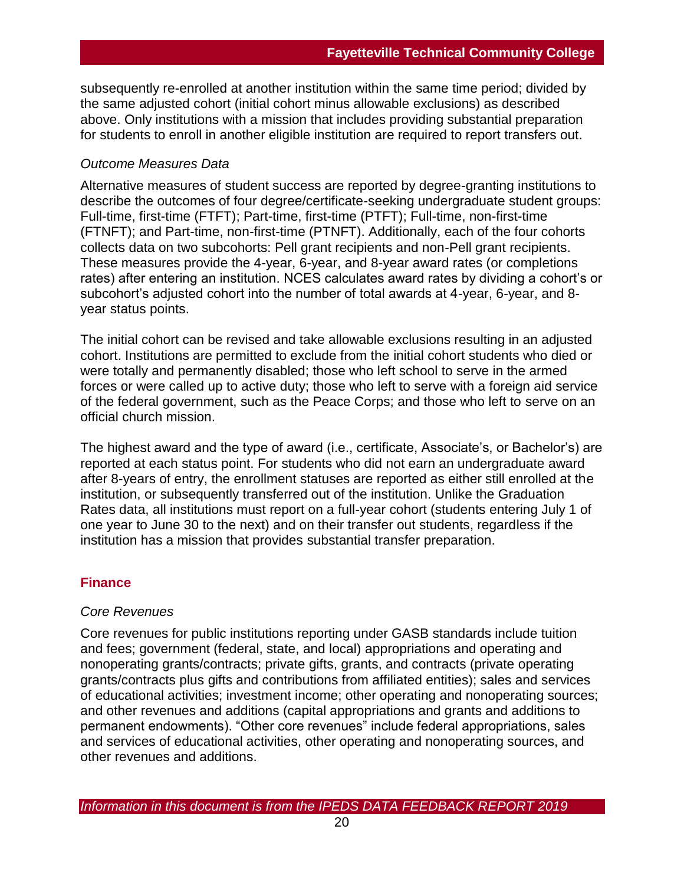subsequently re-enrolled at another institution within the same time period; divided by the same adjusted cohort (initial cohort minus allowable exclusions) as described above. Only institutions with a mission that includes providing substantial preparation for students to enroll in another eligible institution are required to report transfers out.

*Outcome Measures Data*

Alternative measures of student success are reported by degree-granting institutions to describe the outcomes of four degree/certificate-seeking undergraduate student groups: Full-time, first-time (FTFT); Part-time, first-time (PTFT); Full-time, non-first-time (FTNFT); and Part-time, non-first-time (PTNFT). Additionally, each of the four cohorts collects data on two subcohorts: Pell grant recipients and non-Pell grant recipients. These measures provide the 4-year, 6-year, and 8-year award rates (or completions rates) after entering an institution. NCES calculates award rates by dividing a cohort's or subcohort's adjusted cohort into the number of total awards at 4-year, 6-year, and 8-year status points.

The initial cohort can be revised and take allowable exclusions resulting in an adjusted cohort. Institutions are permitted to exclude from the initial cohort students who died or were totally and permanently disabled; those who left school to serve in the armed forces or were called up to active duty; those who left to serve with a foreign aid service of the federal government, such as the Peace Corps; and those who left to serve on an official church mission.

The highest award and the type of award (i.e., certificate, Associate's, or Bachelor's) are reported at each status point. For students who did not earn an undergraduate award after 8-years of entry, the enrollment statuses are reported as either still enrolled at the institution, or subsequently transferred out of the institution. Unlike the Graduation Rates data, all institutions must report on a full-year cohort (students entering July 1 of one year to June 30 to the next) and on their transfer out students, regardless if the institution has a mission that provides substantial transfer preparation.

## Finance

*Core Revenues*

Core revenues for public institutions reporting under GASB standards include tuition and fees; government (federal, state, and local) appropriations and operating and nonoperating grants/contracts; private gifts, grants, and contracts (private operating grants/contracts plus gifts and contributions from affiliated entities); sales and services of educational activities; investment income; other operating and nonoperating sources; and other revenues and additions (capital appropriations and grants and additions to permanent endowments). "Other core revenues" include federal appropriations, sales and services of educational activities, other operating and nonoperating sources, and other revenues and additions.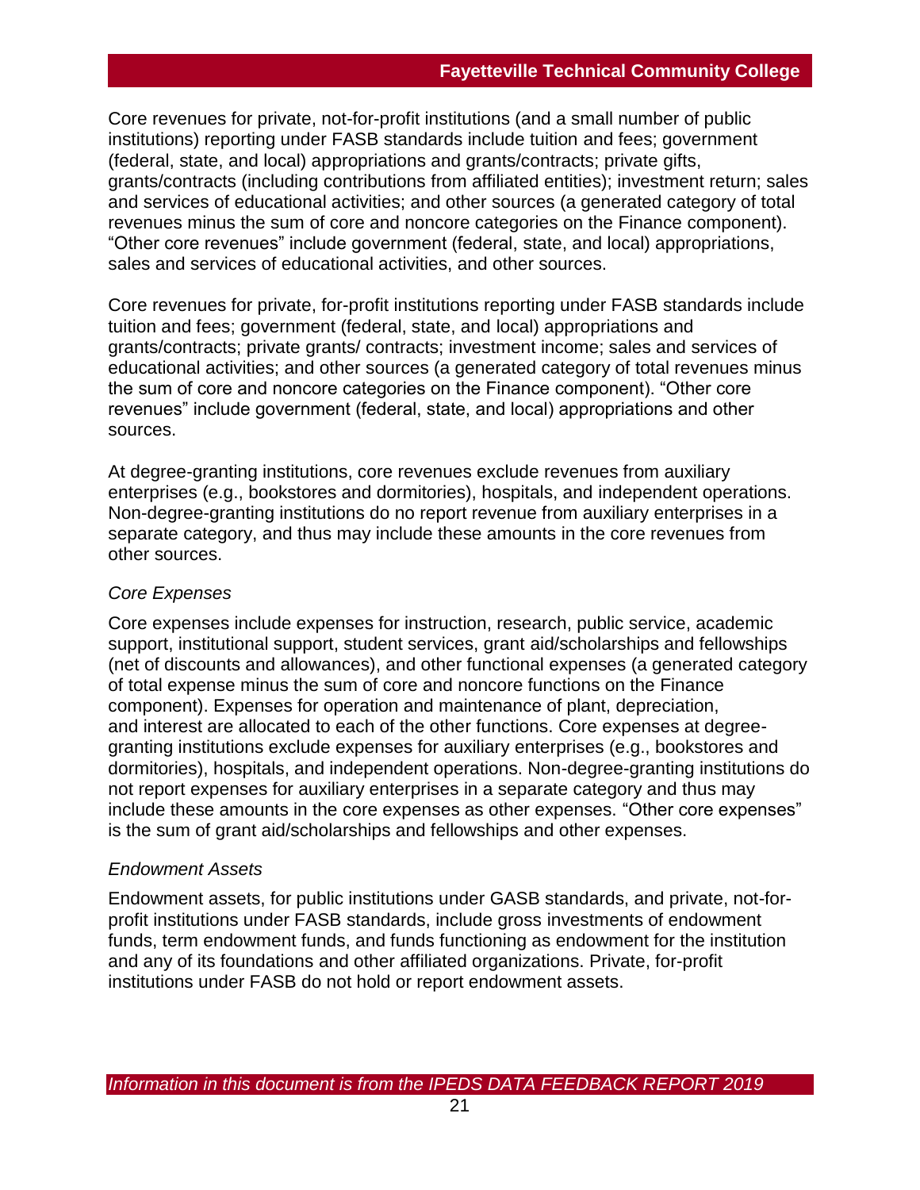Core revenues for private, not-for-profit institutions (and a small number of public institutions) reporting under FASB standards include tuition and fees; government (federal, state, and local) appropriations and grants/contracts; private gifts, grants/contracts (including contributions from affiliated entities); investment return; sales and services of educational activities; and other sources (a generated category of total revenues minus the sum of core and noncore categories on the Finance component). "Other core revenues" include government (federal, state, and local) appropriations, sales and services of educational activities, and other sources.

Core revenues for private, for-profit institutions reporting under FASB standards include tuition and fees; government (federal, state, and local) appropriations and grants/contracts; private grants/ contracts; investment income; sales and services of educational activities; and other sources (a generated category of total revenues minus the sum of core and noncore categories on the Finance component). "Other core revenues" include government (federal, state, and local) appropriations and other sources.

At degree-granting institutions, core revenues exclude revenues from auxiliary enterprises (e.g., bookstores and dormitories), hospitals, and independent operations. Non-degree-granting institutions do no report revenue from auxiliary enterprises in a separate category, and thus may include these amounts in the core revenues from other sources.

*Core Expenses*

Core expenses include expenses for instruction, research, public service, academic support, institutional support, student services, grant aid/scholarships and fellowships (net of discounts and allowances), and other functional expenses (a generated category of total expense minus the sum of core and noncore functions on the Finance component). Expenses for operation and maintenance of plant, depreciation, and interest are allocated to each of the other functions. Core expenses at degree-granting institutions exclude expenses for auxiliary enterprises (e.g., bookstores and dormitories), hospitals, and independent operations. Non-degree-granting institutions do not report expenses for auxiliary enterprises in a separate category and thus may include these amounts in the core expenses as other expenses. "Other core expenses" is the sum of grant aid/scholarships and fellowships and other expenses.

*Endowment Assets*

Endowment assets, for public institutions under GASB standards, and private, not-for-profit institutions under FASB standards, include gross investments of endowment funds, term endowment funds, and funds functioning as endowment for the institution and any of its foundations and other affiliated organizations. Private, for-profit institutions under FASB do not hold or report endowment assets.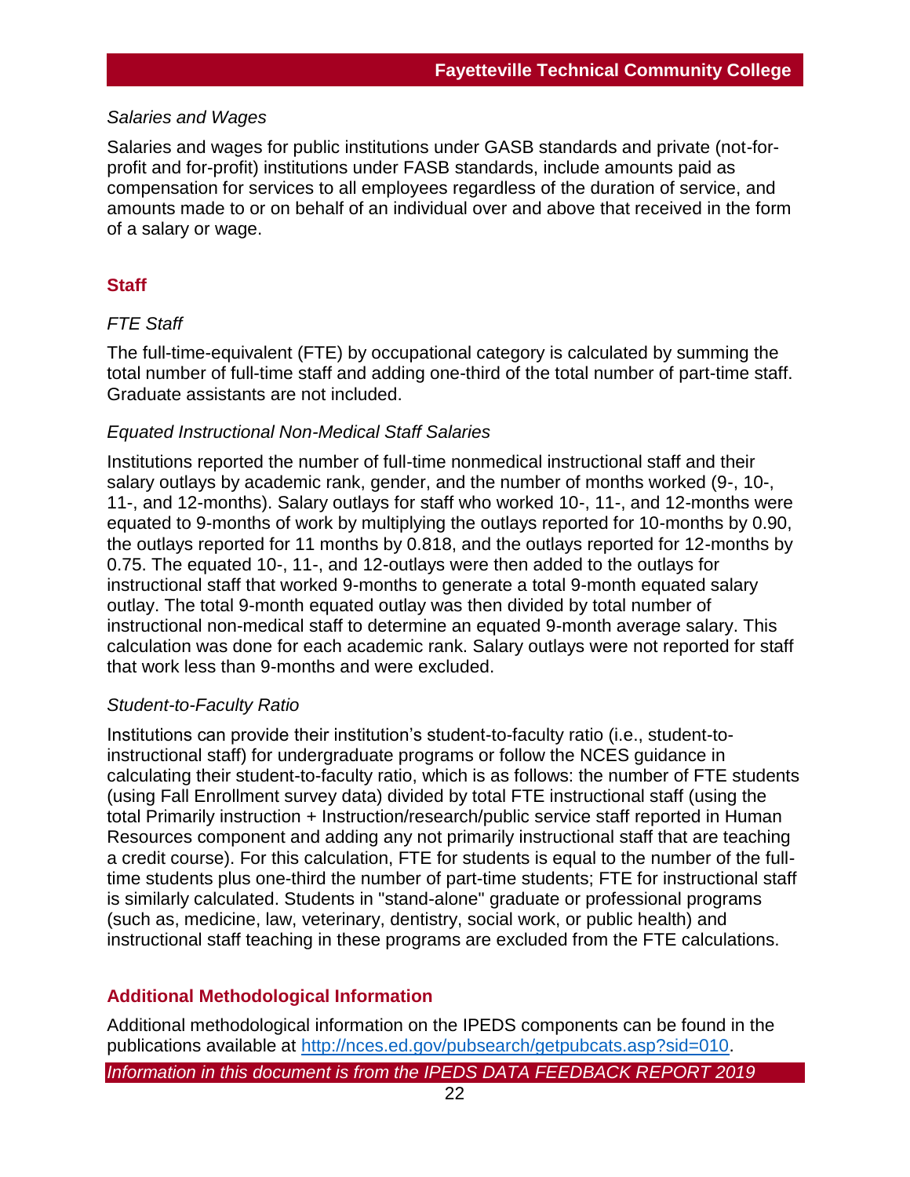*Salaries and Wages*

Salaries and wages for public institutions under GASB standards and private (not-for-profit and for-profit) institutions under FASB standards, include amounts paid as compensation for services to all employees regardless of the duration of service, and amounts made to or on behalf of an individual over and above that received in the form of a salary or wage.

## Staff

*FTE Staff*

The full-time-equivalent (FTE) by occupational category is calculated by summing the total number of full-time staff and adding one-third of the total number of part-time staff. Graduate assistants are not included.

*Equated Instructional Non-Medical Staff Salaries*

Institutions reported the number of full-time nonmedical instructional staff and their salary outlays by academic rank, gender, and the number of months worked (9-, 10-, 11-, and 12-months). Salary outlays for staff who worked 10-, 11-, and 12-months were equated to 9-months of work by multiplying the outlays reported for 10-months by 0.90, the outlays reported for 11 months by 0.818, and the outlays reported for 12-months by 0.75. The equated 10-, 11-, and 12-outlays were then added to the outlays for instructional staff that worked 9-months to generate a total 9-month equated salary outlay. The total 9-month equated outlay was then divided by total number of instructional non-medical staff to determine an equated 9-month average salary. This calculation was done for each academic rank. Salary outlays were not reported for staff that work less than 9-months and were excluded.

*Student-to-Faculty Ratio*

Institutions can provide their institution's student-to-faculty ratio (i.e., student-to-instructional staff) for undergraduate programs or follow the NCES guidance in calculating their student-to-faculty ratio, which is as follows: the number of FTE students (using Fall Enrollment survey data) divided by total FTE instructional staff (using the total Primarily instruction + Instruction/research/public service staff reported in Human Resources component and adding any not primarily instructional staff that are teaching a credit course). For this calculation, FTE for students is equal to the number of the full-time students plus one-third the number of part-time students; FTE for instructional staff is similarly calculated. Students in "stand-alone" graduate or professional programs (such as, medicine, law, veterinary, dentistry, social work, or public health) and instructional staff teaching in these programs are excluded from the FTE calculations.

## Additional Methodological Information

Additional methodological information on the IPEDS components can be found in the publications available at http://nces.ed.gov/pubsearch/getpubcats.asp?sid=010.

*Information in this document is from the IPEDS DATA FEEDBACK REPORT 2019*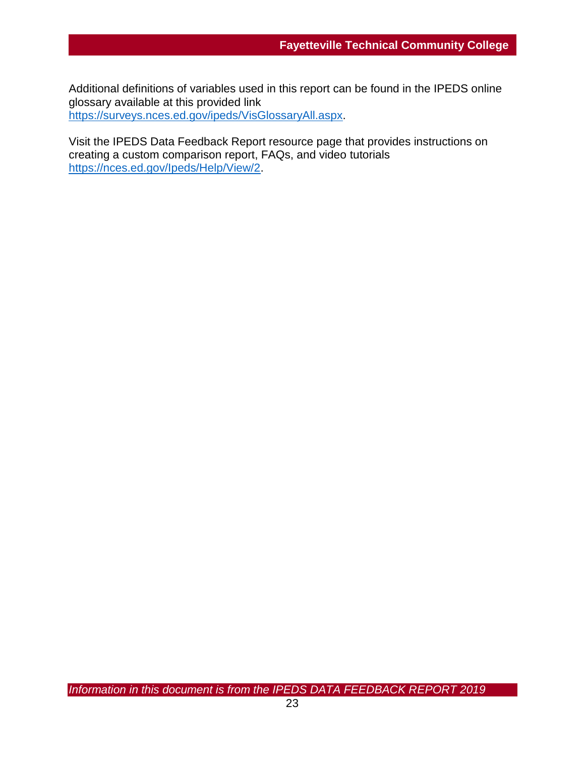Additional definitions of variables used in this report can be found in the IPEDS online glossary available at this provided link https://surveys.nces.ed.gov/ipeds/VisGlossaryAll.aspx.

Visit the IPEDS Data Feedback Report resource page that provides instructions on creating a custom comparison report, FAQs, and video tutorials https://nces.ed.gov/Ipeds/Help/View/2.